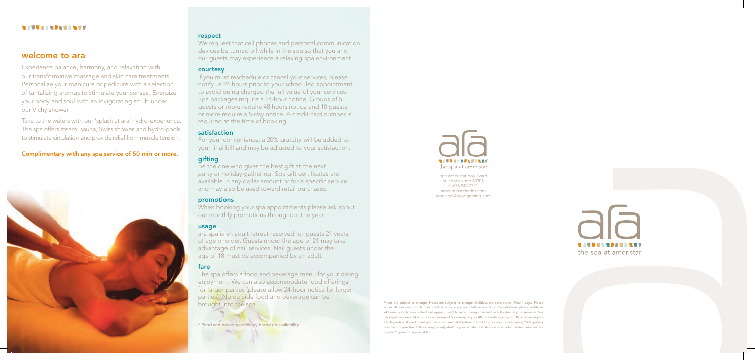## welcome to ara

Experience balance, harmony, and relaxation with our transformative massage and skin care treatments. Personalize your manicure or pedicure with a selection of tantalizing aromas to stimulate your senses. Energize your body and soul with an invigorating scrub under our Vichy shower.

Take to the waters with our 'splash at ara' hydro-experience. The spa offers steam, sauna, Swiss shower, and hydro-pools to stimulate circulation and provide relief from muscle tension.

**Complimentary with any spa service of 50 min or more.**

### respect

We request that cell phones and personal communication devices be turned off while in the spa so that you and our guests may experience a relaxing spa environment.

### courtesy

If you must reschedule or cancel your services, please notify us 24 hours prior to your scheduled appointment to avoid being charged the full value of your services. Spa packages require a 24-hour notice. Groups of 5 guests or more require 48 hours notice and 10 guests or more require a 5-day notice. A credit card number is required at the time of booking.

### satisfaction

For your convenience, a 20% gratuity will be added to your final bill and may be adjusted to your satisfaction.

### gifting

Be the one who gives the best gift at the next party or holiday gathering! Spa gift certificates are available in any dollar amount or for a specific service and may also be used toward retail purchases.

### promotions

When booking your spa appointments please ask about our monthly promotions throughout the year.

### usage

ara spa is an adult retreat reserved for guests 21 years of age or older. Guests under the age of 21 may take advantage of nail services. Nail guests under the age of 18 must be accompanied by an adult.

### fare

The spa offers a food and beverage menu for your dining enjoyment. We can also accommodate food offerings for larger parties (please allow 24-hour notice for larger parties). No outside food and beverage can be brought into the spa.

* Food and beverage delivery based on availability.

ara
the spa at ameristar

one ameristar boulevard
st. charles, mo 63301
t 636.949.7721
ameristarstcharles.com
acsc-spa@boydgaming.com

Prices are subject to change. Hours are subject to change. Holidays are considered "Peak" days. Please arrive 20 minutes prior to treatment time to enjoy your full service time. Cancellations please notify us 24 hours prior to your scheduled appointment to avoid being charged the full value of your services. Spa packages require a 24 hour notice. Groups of 5 or more require 48 hour notice groups of 10 or more require a 5 day notice. A credit card number is required at the time of booking. For your convenience, 20% gratuity is added to your final bill and may be adjusted to your satisfaction. Ara spa is an adult retreat reserved for guests 21 years of age or older.

ara
the spa at ameristar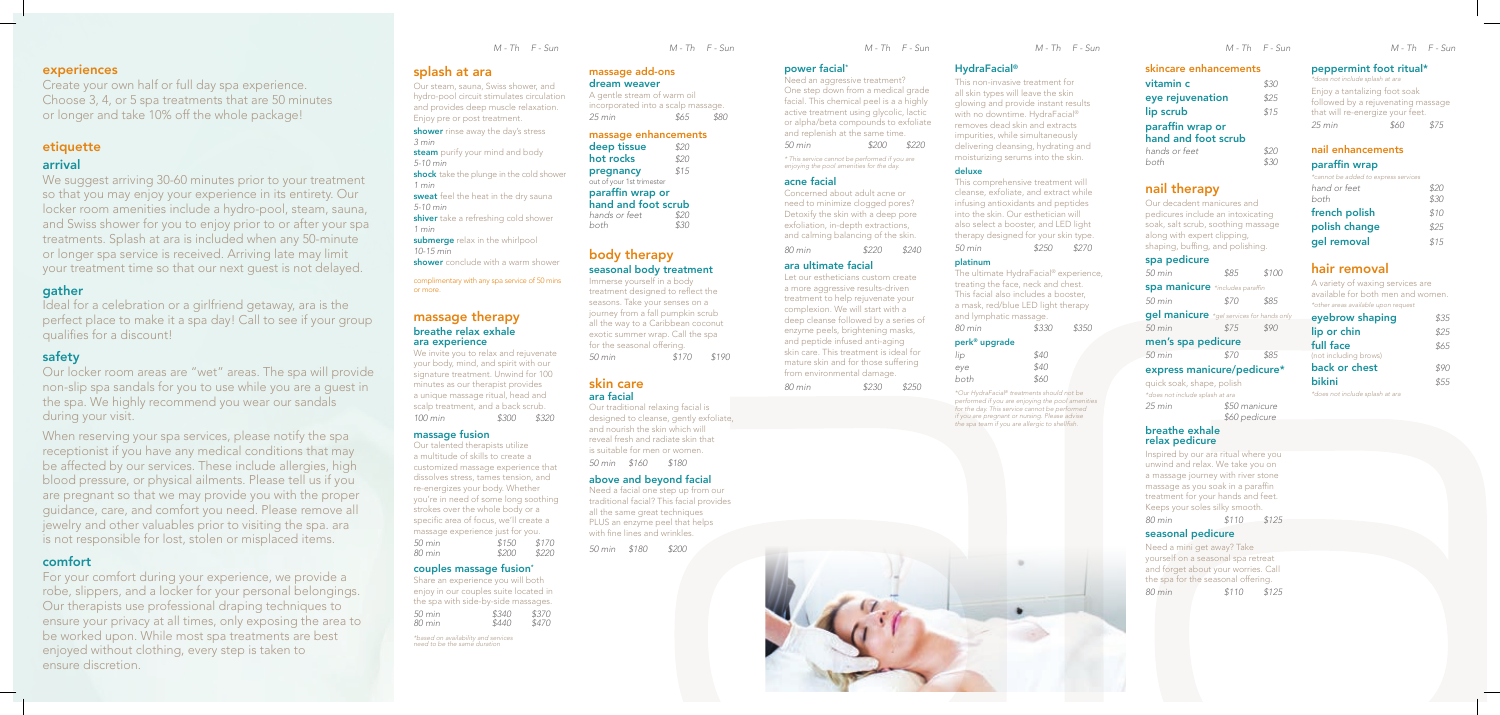## experiences

Create your own half or full day spa experience. Choose 3, 4, or 5 spa treatments that are 50 minutes or longer and take 10% off the whole package!

## etiquette

### arrival

We suggest arriving 30-60 minutes prior to your treatment so that you may enjoy your experience in its entirety. Our locker room amenities include a hydro-pool, steam, sauna, and Swiss shower for you to enjoy prior to or after your spa treatments. Splash at ara is included when any 50-minute or longer spa service is received. Arriving late may limit your treatment time so that our next guest is not delayed.

### gather

Ideal for a celebration or a girlfriend getaway, ara is the perfect place to make it a spa day! Call to see if your group qualifies for a discount!

### safety

Our locker room areas are "wet" areas. The spa will provide non-slip spa sandals for you to use while you are a guest in the spa. We highly recommend you wear our sandals during your visit.

When reserving your spa services, please notify the spa receptionist if you have any medical conditions that may be affected by our services. These include allergies, high blood pressure, or physical ailments. Please tell us if you are pregnant so that we may provide you with the proper guidance, care, and comfort you need. Please remove all jewelry and other valuables prior to visiting the spa. ara is not responsible for lost, stolen or misplaced items.

### comfort

For your comfort during your experience, we provide a robe, slippers, and a locker for your personal belongings. Our therapists use professional draping techniques to ensure your privacy at all times, only exposing the area to be worked upon. While most spa treatments are best enjoyed without clothing, every step is taken to ensure discretion.

## splash at ara

Our steam, sauna, Swiss shower, and hydro-pool circuit stimulates circulation and provides deep muscle relaxation. Enjoy pre or post treatment.

**shower** rinse away the day's stress
*3 min*

**steam** purify your mind and body
*5-10 min*

**shock** take the plunge in the cold shower
*1 min*

**sweat** feel the heat in the dry sauna
*5-10 min*

**shiver** take a refreshing cold shower
*1 min*

**submerge** relax in the whirlpool
*10-15 min*

**shower** conclude with a warm shower

complimentary with any spa service of 50 mins or more.

## massage therapy

### breathe relax exhale ara experience

We invite you to relax and rejuvenate your body, mind, and spirit with our signature treatment. Unwind for 100 minutes as our therapist provides a unique massage ritual, head and scalp treatment, and a back scrub.

| | M - Th | F - Sun |
|---|---|---|
| 100 min | $300 | $320 |

### massage fusion

Our talented therapists utilize a multitude of skills to create a customized massage experience that dissolves stress, tames tension, and re-energizes your body. Whether you're in need of some long soothing strokes over the whole body or a specific area of focus, we'll create a massage experience just for you.

| | M - Th | F - Sun |
|---|---|---|
| 50 min | $150 | $170 |
| 80 min | $200 | $220 |

### couples massage fusion*

Share an experience you will both enjoy in our couples suite located in the spa with side-by-side massages.

| | M - Th | F - Sun |
|---|---|---|
| 50 min | $340 | $370 |
| 80 min | $440 | $470 |

*based on availability and services need to be the same duration

### massage add-ons

**dream weaver**

A gentle stream of warm oil incorporated into a scalp massage.

| | M - Th | F - Sun |
|---|---|---|
| 25 min | $65 | $80 |

### massage enhancements

| | |
|---|---|
| deep tissue | $20 |
| hot rocks | $20 |
| pregnancy (out of your 1st trimester) | $15 |

**paraffin wrap or hand and foot scrub**

| | |
|---|---|
| hands or feet | $20 |
| both | $30 |

## body therapy

### seasonal body treatment

Immerse yourself in a body treatment designed to reflect the seasons. Take your senses on a journey from a fall pumpkin scrub all the way to a Caribbean coconut exotic summer wrap. Call the spa for the seasonal offering.

| | M - Th | F - Sun |
|---|---|---|
| 50 min | $170 | $190 |

## skin care

### ara facial

Our traditional relaxing facial is designed to cleanse, gently exfoliate, and nourish the skin which will reveal fresh and radiate skin that is suitable for men or women.

| | M - Th | F - Sun |
|---|---|---|
| 50 min | $160 | $180 |

### above and beyond facial

Need a facial one step up from our traditional facial? This facial provides all the same great techniques PLUS an enzyme peel that helps with fine lines and wrinkles.

| | M - Th | F - Sun |
|---|---|---|
| 50 min | $180 | $200 |

### power facial*

Need an aggressive treatment? One step down from a medical grade facial. This chemical peel is a a highly active treatment using glycolic, lactic or alpha/beta compounds to exfoliate and replenish at the same time.

| | M - Th | F - Sun |
|---|---|---|
| 50 min | $200 | $220 |

*This service cannot be performed if you are enjoying the pool amenities for the day.

### acne facial

Concerned about adult acne or need to minimize clogged pores? Detoxify the skin with a deep pore exfoliation, in-depth extractions, and calming balancing of the skin.

| | M - Th | F - Sun |
|---|---|---|
| 80 min | $220 | $240 |

### ara ultimate facial

Let our estheticians custom create a more aggressive results-driven treatment to help rejuvenate your complexion. We will start with a deep cleanse followed by a series of enzyme peels, brightening masks, and peptide infused anti-aging skin care. This treatment is ideal for mature skin and for those suffering from environmental damage.

| | M - Th | F - Sun |
|---|---|---|
| 80 min | $230 | $250 |

### HydraFacial®

This non-invasive treatment for all skin types will leave the skin glowing and provide instant results with no downtime. HydraFacial® removes dead skin and extracts impurities, while simultaneously delivering cleansing, hydrating and moisturizing serums into the skin.

**deluxe**

This comprehensive treatment will cleanse, exfoliate, and extract while infusing antioxidants and peptides into the skin. Our esthetician will also select a booster, and LED light therapy designed for your skin type.

| | M - Th | F - Sun |
|---|---|---|
| 50 min | $250 | $270 |

**platinum**

The ultimate HydraFacial® experience, treating the face, neck and chest. This facial also includes a booster, a mask, red/blue LED light therapy and lymphatic massage.

| | M - Th | F - Sun |
|---|---|---|
| 80 min | $330 | $350 |

**perk® upgrade**

| | |
|---|---|
| lip | $40 |
| eye | $40 |
| both | $60 |

*Our HydraFacial® treatments should not be performed if you are enjoying the pool amenities for the day. This service cannot be performed if you are pregnant or nursing. Please advise the spa team if you are allergic to shellfish.

### skincare enhancements

| | |
|---|---|
| vitamin c | $30 |
| eye rejuvenation | $25 |
| lip scrub | $15 |

**paraffin wrap or hand and foot scrub**

| | |
|---|---|
| hands or feet | $20 |
| both | $30 |

## nail therapy

Our decadent manicures and pedicures include an intoxicating soak, salt scrub, soothing massage along with expert clipping, shaping, buffing, and polishing.

### spa pedicure

| | M - Th | F - Sun |
|---|---|---|
| 50 min | $85 | $100 |

### spa manicure *includes paraffin*

| | M - Th | F - Sun |
|---|---|---|
| 50 min | $70 | $85 |

### gel manicure *gel services for hands only*

| | M - Th | F - Sun |
|---|---|---|
| 50 min | $75 | $90 |

### men's spa pedicure

| | M - Th | F - Sun |
|---|---|---|
| 50 min | $70 | $85 |

### express manicure/pedicure*

quick soak, shape, polish

*does not include splash at ara

| | |
|---|---|
| 25 min | $50 manicure |
| | $60 pedicure |

### breathe exhale relax pedicure

Inspired by our ara ritual where you unwind and relax. We take you on a massage journey with river stone massage as you soak in a paraffin treatment for your hands and feet. Keeps your soles silky smooth.

| | M - Th | F - Sun |
|---|---|---|
| 80 min | $110 | $125 |

### seasonal pedicure

Need a mini get away? Take yourself on a seasonal spa retreat and forget about your worries. Call the spa for the seasonal offering.

| | M - Th | F - Sun |
|---|---|---|
| 80 min | $110 | $125 |

### peppermint foot ritual*

*does not include splash at ara

Enjoy a tantalizing foot soak followed by a rejuvenating massage that will re-energize your feet.

| | M - Th | F - Sun |
|---|---|---|
| 25 min | $60 | $75 |

### nail enhancements

**paraffin wrap**

*cannot be added to express services

| | |
|---|---|
| hand or feet | $20 |
| both | $30 |
| french polish | $10 |
| polish change | $25 |
| gel removal | $15 |

## hair removal

A variety of waxing services are available for both men and women.
*other areas available upon request

| | |
|---|---|
| eyebrow shaping | $35 |
| lip or chin | $25 |
| full face (not including brows) | $65 |
| back or chest | $90 |
| bikini | $55 |

*does not include splash at ara